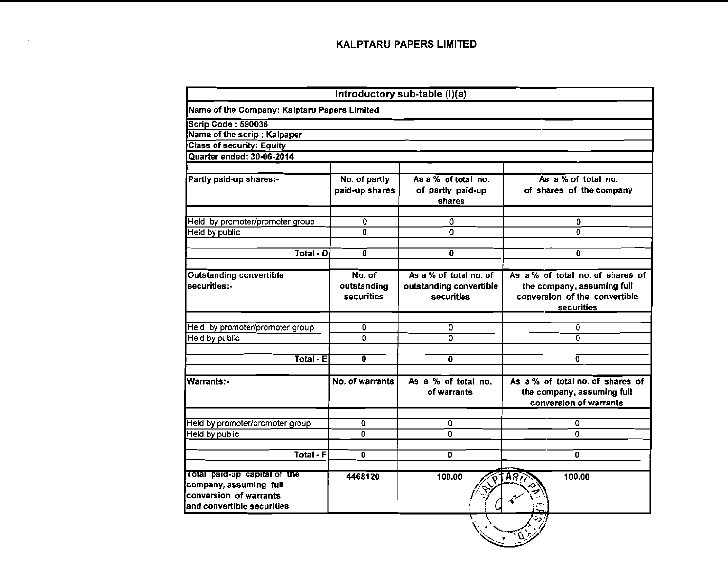# KALPTARU PAPERS LIMITED

| Introductory sub-table (I)(a) | | | |
|---|---|---|---|
| Name of the Company: Kalptaru Papers Limited | | | |
| Scrip Code : 590036 | | | |
| Name of the scrip : Kalpaper | | | |
| Class of security: Equity | | | |
| Quarter ended: 30-06-2014 | | | |
| Partly paid-up shares:- | No. of partly paid-up shares | As a % of total no. of partly paid-up shares | As a % of total no. of shares of the company |
| Held by promoter/promoter group | 0 | 0 | 0 |
| Held by public | 0 | 0 | 0 |
| Total - D | 0 | 0 | 0 |
| Outstanding convertible securities:- | No. of outstanding securities | As a % of total no. of outstanding convertible securities | As a % of total no. of shares of the company, assuming full conversion of the convertible securities |
| Held by promoter/promoter group | 0 | 0 | 0 |
| Held by public | 0 | 0 | 0 |
| Total - E | 0 | 0 | 0 |
| Warrants:- | No. of warrants | As a % of total no. of warrants | As a % of total no. of shares of the company, assuming full conversion of warrants |
| Held by promoter/promoter group | 0 | 0 | 0 |
| Held by public | 0 | 0 | 0 |
| Total - F | 0 | 0 | 0 |
| Total paid-up capital of the company, assuming full conversion of warrants and convertible securities | 4468120 | 100.00 | 100.00 |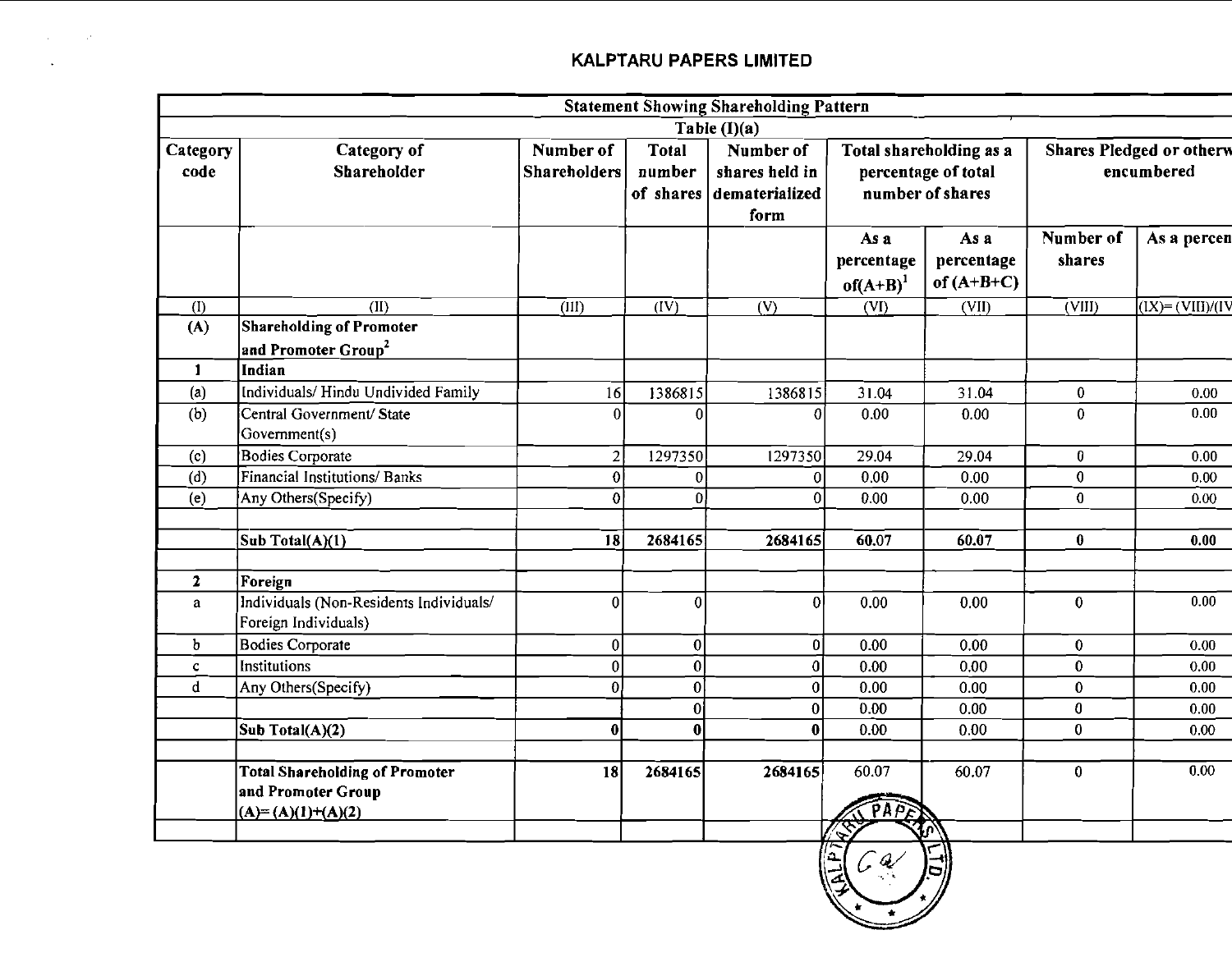## KALPTARU PAPERS LIMITED

| Statement Showing Shareholding Pattern | | | | | | | | |
|---|---|---|---|---|---|---|---|---|
| Table (I)(a) | | | | | | | | |
| Category code | Category of Shareholder | Number of Shareholders | Total number of shares | Number of shares held in dematerialized form | Total shareholding as a percentage of total number of shares | | Shares Pledged or otherw encumbered | |
| | | | | | As a percentage of(A+B)[1] | As a percentage of (A+B+C) | Number of shares | As a percen |
| (I) | (II) | (III) | (IV) | (V) | (VI) | (VII) | (VIII) | (IX)= (VIII)/(IV |
| (A) | **Shareholding of Promoter and Promoter Group[2]** | | | | | | | |
| 1 | **Indian** | | | | | | | |
| (a) | Individuals/ Hindu Undivided Family | 16 | 1386815 | 1386815 | 31.04 | 31.04 | 0 | 0.00 |
| (b) | Central Government/ State Government(s) | 0 | 0 | 0 | 0.00 | 0.00 | 0 | 0.00 |
| (c) | Bodies Corporate | 2 | 1297350 | 1297350 | 29.04 | 29.04 | 0 | 0.00 |
| (d) | Financial Institutions/ Banks | 0 | 0 | 0 | 0.00 | 0.00 | 0 | 0.00 |
| (e) | Any Others(Specify) | 0 | 0 | 0 | 0.00 | 0.00 | 0 | 0.00 |
| | | | | | | | | |
| | **Sub Total(A)(1)** | **18** | **2684165** | **2684165** | **60.07** | **60.07** | **0** | **0.00** |
| | | | | | | | | |
| 2 | **Foreign** | | | | | | | |
| a | Individuals (Non-Residents Individuals/ Foreign Individuals) | 0 | 0 | 0 | 0.00 | 0.00 | 0 | 0.00 |
| b | Bodies Corporate | 0 | 0 | 0 | 0.00 | 0.00 | 0 | 0.00 |
| c | Institutions | 0 | 0 | 0 | 0.00 | 0.00 | 0 | 0.00 |
| d | Any Others(Specify) | 0 | 0 | 0 | 0.00 | 0.00 | 0 | 0.00 |
| | | | 0 | 0 | 0.00 | 0.00 | 0 | 0.00 |
| | **Sub Total(A)(2)** | **0** | **0** | **0** | 0.00 | 0.00 | 0 | 0.00 |
| | | | | | | | | |
| | **Total Shareholding of Promoter and Promoter Group (A)= (A)(1)+(A)(2)** | **18** | **2684165** | **2684165** | 60.07 | 60.07 | 0 | 0.00 |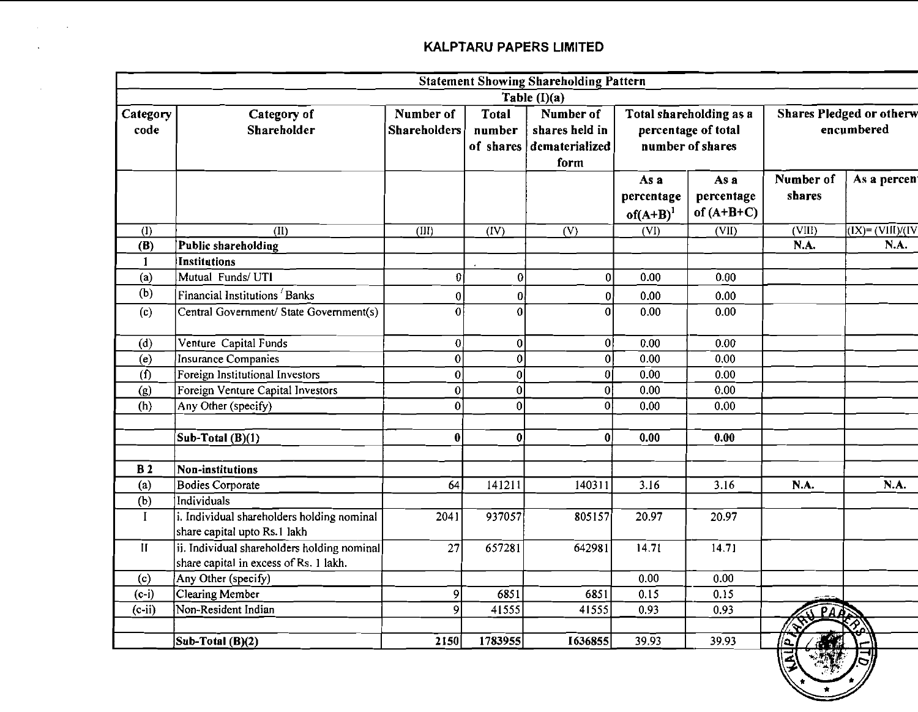# KALPTARU PAPERS LIMITED

| Statement Showing Shareholding Pattern | | | | | | | | |
|---|---|---|---|---|---|---|---|---|
| Table (I)(a) | | | | | | | | |
| Category code | Category of Shareholder | Number of Shareholders | Total number of shares | Number of shares held in dematerialized form | Total shareholding as a percentage of total number of shares | | Shares Pledged or otherw encumbered | |
| | | | | | As a percentage of(A+B)[1] | As a percentage of (A+B+C) | Number of shares | As a percen |
| (I) | (II) | (III) | (IV) | (V) | (VI) | (VII) | (VIII) | (IX)= (VIII)/(IV |
| **(B)** | **Public shareholding** | | | | | | **N.A.** | **N.A.** |
| **1** | **Institutions** | | | | | | | |
| (a) | Mutual Funds/ UTI | 0 | 0 | 0 | 0.00 | 0.00 | | |
| (b) | Financial Institutions / Banks | 0 | 0 | 0 | 0.00 | 0.00 | | |
| (c) | Central Government/ State Government(s) | 0 | 0 | 0 | 0.00 | 0.00 | | |
| (d) | Venture Capital Funds | 0 | 0 | 0 | 0.00 | 0.00 | | |
| (e) | Insurance Companies | 0 | 0 | 0 | 0.00 | 0.00 | | |
| (f) | Foreign Institutional Investors | 0 | 0 | 0 | 0.00 | 0.00 | | |
| (g) | Foreign Venture Capital Investors | 0 | 0 | 0 | 0.00 | 0.00 | | |
| (h) | Any Other (specify) | 0 | 0 | 0 | 0.00 | 0.00 | | |
| | | | | | | | | |
| | **Sub-Total (B)(1)** | **0** | **0** | **0** | **0.00** | **0.00** | | |
| | | | | | | | | |
| **B 2** | **Non-institutions** | | | | | | | |
| (a) | Bodies Corporate | 64 | 141211 | 140311 | 3.16 | 3.16 | **N.A.** | **N.A.** |
| (b) | Individuals | | | | | | | |
| I | i. Individual shareholders holding nominal share capital upto Rs.1 lakh | 2041 | 937057 | 805157 | 20.97 | 20.97 | | |
| II | ii. Individual shareholders holding nominal share capital in excess of Rs. 1 lakh. | 27 | 657281 | 642981 | 14.71 | 14.71 | | |
| (c) | Any Other (specify) | | | | 0.00 | 0.00 | | |
| (c-i) | Clearing Member | 9 | 6851 | 6851 | 0.15 | 0.15 | | |
| (c-ii) | Non-Resident Indian | 9 | 41555 | 41555 | 0.93 | 0.93 | | |
| | | | | | | | | |
| | **Sub-Total (B)(2)** | **2150** | **1783955** | **1636855** | 39.93 | 39.93 | | |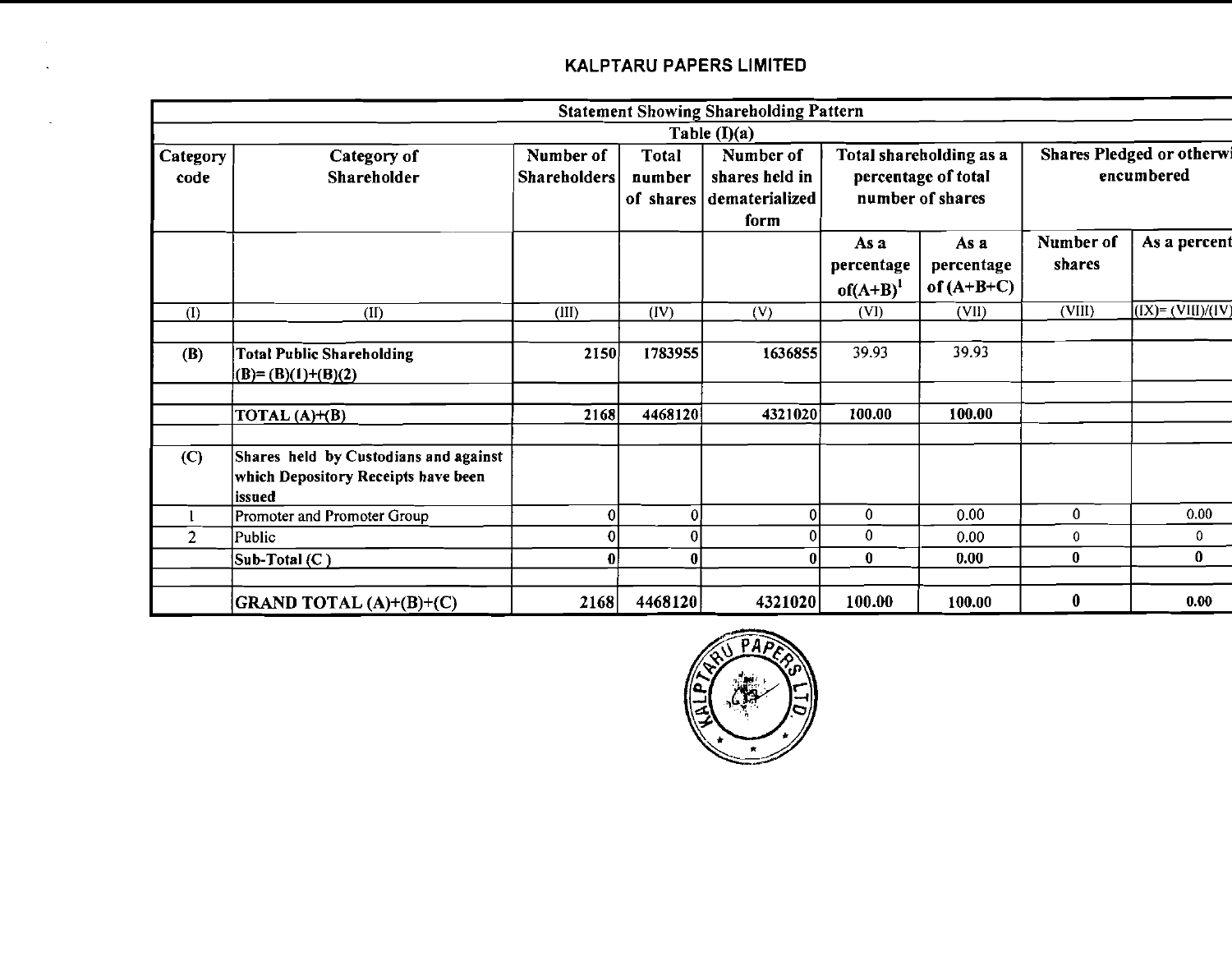## KALPTARU PAPERS LIMITED

| Statement Showing Shareholding Pattern | | | | | | | | |
|---|---|---|---|---|---|---|---|---|
| Table (I)(a) | | | | | | | | |
| Category code | Category of Shareholder | Number of Shareholders | Total number of shares | Number of shares held in dematerialized form | Total shareholding as a percentage of total number of shares | | Shares Pledged or otherwi encumbered | |
| | | | | | As a percentage of(A+B)[1] | As a percentage of (A+B+C) | Number of shares | As a percent |
| (I) | (II) | (III) | (IV) | (V) | (VI) | (VII) | (VIII) | (IX)= (VIII)/(IV) |
| | | | | | | | | |
| (B) | **Total Public Shareholding (B)= (B)(1)+(B)(2)** | 2150 | 1783955 | 1636855 | 39.93 | 39.93 | | |
| | | | | | | | | |
| | **TOTAL (A)+(B)** | 2168 | 4468120 | 4321020 | 100.00 | 100.00 | | |
| | | | | | | | | |
| (C) | **Shares held by Custodians and against which Depository Receipts have been issued** | | | | | | | |
| 1 | Promoter and Promoter Group | 0 | 0 | 0 | 0 | 0.00 | 0 | 0.00 |
| 2 | Public | 0 | 0 | 0 | 0 | 0.00 | 0 | 0 |
| | **Sub-Total (C )** | **0** | **0** | **0** | **0** | **0.00** | **0** | **0** |
| | | | | | | | | |
| | **GRAND TOTAL (A)+(B)+(C)** | 2168 | 4468120 | 4321020 | 100.00 | 100.00 | 0 | 0.00 |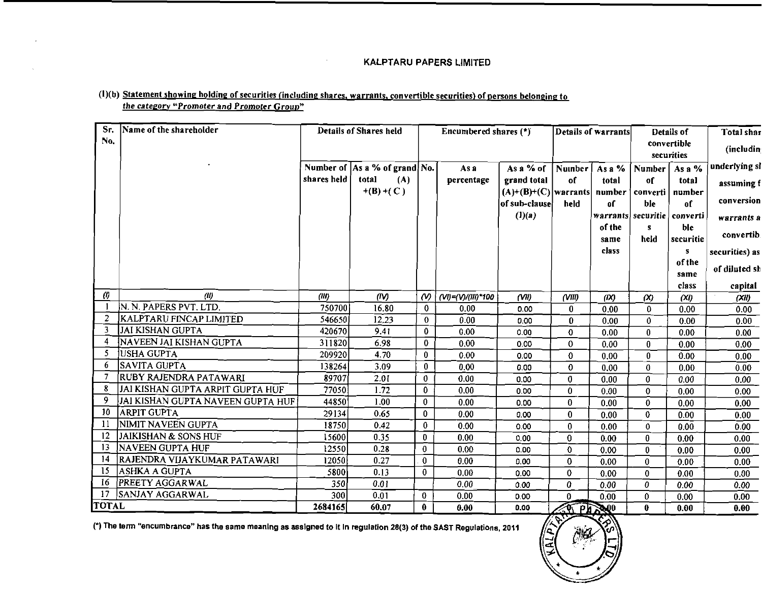# KALPTARU PAPERS LIMITED

(I)(b) Statement showing holding of securities (including shares, warrants, convertible securities) of persons belonging to the category "Promoter and Promoter Group"

| Sr. No. | Name of the shareholder | Details of Shares held | | Encumbered shares (*) | | | Details of warrants | | Details of convertible securities | | Total shar (includin underlying sl assuming f conversion warrants a convertib securities) as of diluted sh capital |
|---|---|---|---|---|---|---|---|---|---|---|---|
| | | Number of shares held | As a % of grand total (A) +(B) +( C ) | No. | As a percentage | As a % of grand total (A)+(B)+(C) of sub-clause (I)(a) | Number of warrants held | As a % total number of warrants of the same class | Number of convertible securities held | As a % total number of convertible securities of the same class | |
| (I) | (II) | (III) | (IV) | (V) | (VI)=(V)/(III)*100 | (VII) | (VIII) | (IX) | (X) | (XI) | (XII) |
| 1 | N. N. PAPERS PVT. LTD. | 750700 | 16.80 | 0 | 0.00 | 0.00 | 0 | 0.00 | 0 | 0.00 | 0.00 |
| 2 | KALPTARU FINCAP LIMITED | 546650 | 12.23 | 0 | 0.00 | 0.00 | 0 | 0.00 | 0 | 0.00 | 0.00 |
| 3 | JAI KISHAN GUPTA | 420670 | 9.41 | 0 | 0.00 | 0.00 | 0 | 0.00 | 0 | 0.00 | 0.00 |
| 4 | NAVEEN JAI KISHAN GUPTA | 311820 | 6.98 | 0 | 0.00 | 0.00 | 0 | 0.00 | 0 | 0.00 | 0.00 |
| 5 | USHA GUPTA | 209920 | 4.70 | 0 | 0.00 | 0.00 | 0 | 0.00 | 0 | 0.00 | 0.00 |
| 6 | SAVITA GUPTA | 138264 | 3.09 | 0 | 0.00 | 0.00 | 0 | 0.00 | 0 | 0.00 | 0.00 |
| 7 | RUBY RAJENDRA PATAWARI | 89707 | 2.01 | 0 | 0.00 | 0.00 | 0 | 0.00 | 0 | 0.00 | 0.00 |
| 8 | JAI KISHAN GUPTA ARPIT GUPTA HUF | 77050 | 1.72 | 0 | 0.00 | 0.00 | 0 | 0.00 | 0 | 0.00 | 0.00 |
| 9 | JAI KISHAN GUPTA NAVEEN GUPTA HUF | 44850 | 1.00 | 0 | 0.00 | 0.00 | 0 | 0.00 | 0 | 0.00 | 0.00 |
| 10 | ARPIT GUPTA | 29134 | 0.65 | 0 | 0.00 | 0.00 | 0 | 0.00 | 0 | 0.00 | 0.00 |
| 11 | NIMIT NAVEEN GUPTA | 18750 | 0.42 | 0 | 0.00 | 0.00 | 0 | 0.00 | 0 | 0.00 | 0.00 |
| 12 | JAIKISHAN & SONS HUF | 15600 | 0.35 | 0 | 0.00 | 0.00 | 0 | 0.00 | 0 | 0.00 | 0.00 |
| 13 | NAVEEN GUPTA HUF | 12550 | 0.28 | 0 | 0.00 | 0.00 | 0 | 0.00 | 0 | 0.00 | 0.00 |
| 14 | RAJENDRA VIJAYKUMAR PATAWARI | 12050 | 0.27 | 0 | 0.00 | 0.00 | 0 | 0.00 | 0 | 0.00 | 0.00 |
| 15 | ASHKA A GUPTA | 5800 | 0.13 | 0 | 0.00 | 0.00 | 0 | 0.00 | 0 | 0.00 | 0.00 |
| 16 | PREETY AGGARWAL | 350 | 0.01 | | 0.00 | 0.00 | 0 | 0.00 | 0 | 0.00 | 0.00 |
| 17 | SANJAY AGGARWAL | 300 | 0.01 | 0 | 0.00 | 0.00 | 0 | 0.00 | 0 | 0.00 | 0.00 |
| **TOTAL** | | **2684165** | **60.07** | **0** | **0.00** | **0.00** | | **0.00** | **0** | **0.00** | **0.00** |

(*) The term "encumbrance" has the same meaning as assigned to it in regulation 28(3) of the SAST Regulations, 2011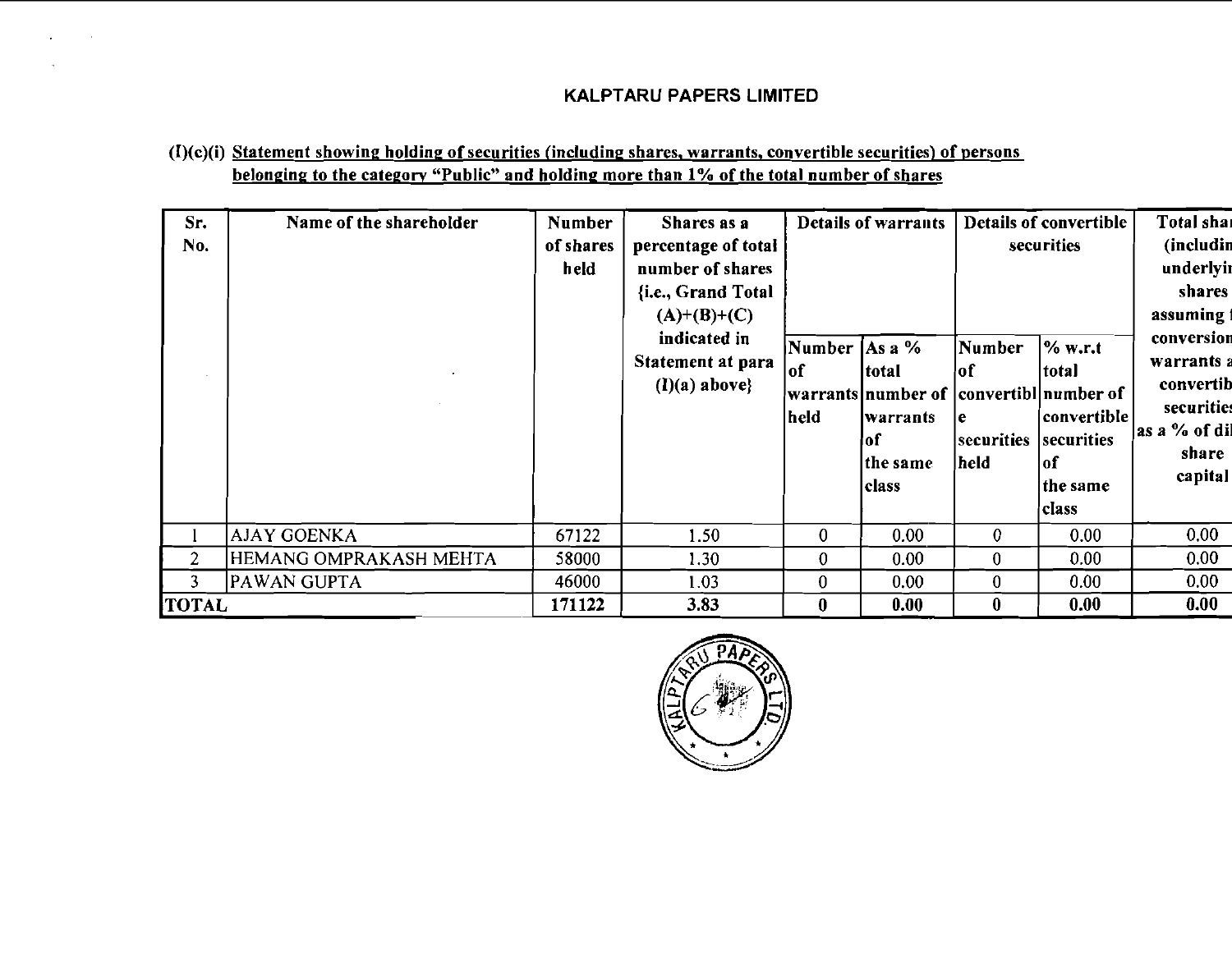# KALPTARU PAPERS LIMITED

(I)(c)(i) Statement showing holding of securities (including shares, warrants, convertible securities) of persons belonging to the category "Public" and holding more than 1% of the total number of shares

| Sr. No. | Name of the shareholder | Number of shares held | Shares as a percentage of total number of shares {i.e., Grand Total (A)+(B)+(C) indicated in Statement at para (I)(a) above} | Details of warrants | | Details of convertible securities | | Total shar (includin underlyi shares assuming conversion warrants convertib securitie as a % of dil share capital |
|---|---|---|---|---|---|---|---|---|
| | | | | Number of warrants held | As a % total number of warrants of the same class | Number of convertible securities held | % w.r.t total number of convertible securities of the same class | |
| 1 | AJAY GOENKA | 67122 | 1.50 | 0 | 0.00 | 0 | 0.00 | 0.00 |
| 2 | HEMANG OMPRAKASH MEHTA | 58000 | 1.30 | 0 | 0.00 | 0 | 0.00 | 0.00 |
| 3 | PAWAN GUPTA | 46000 | 1.03 | 0 | 0.00 | 0 | 0.00 | 0.00 |
| **TOTAL** | | **171122** | **3.83** | **0** | **0.00** | **0** | **0.00** | **0.00** |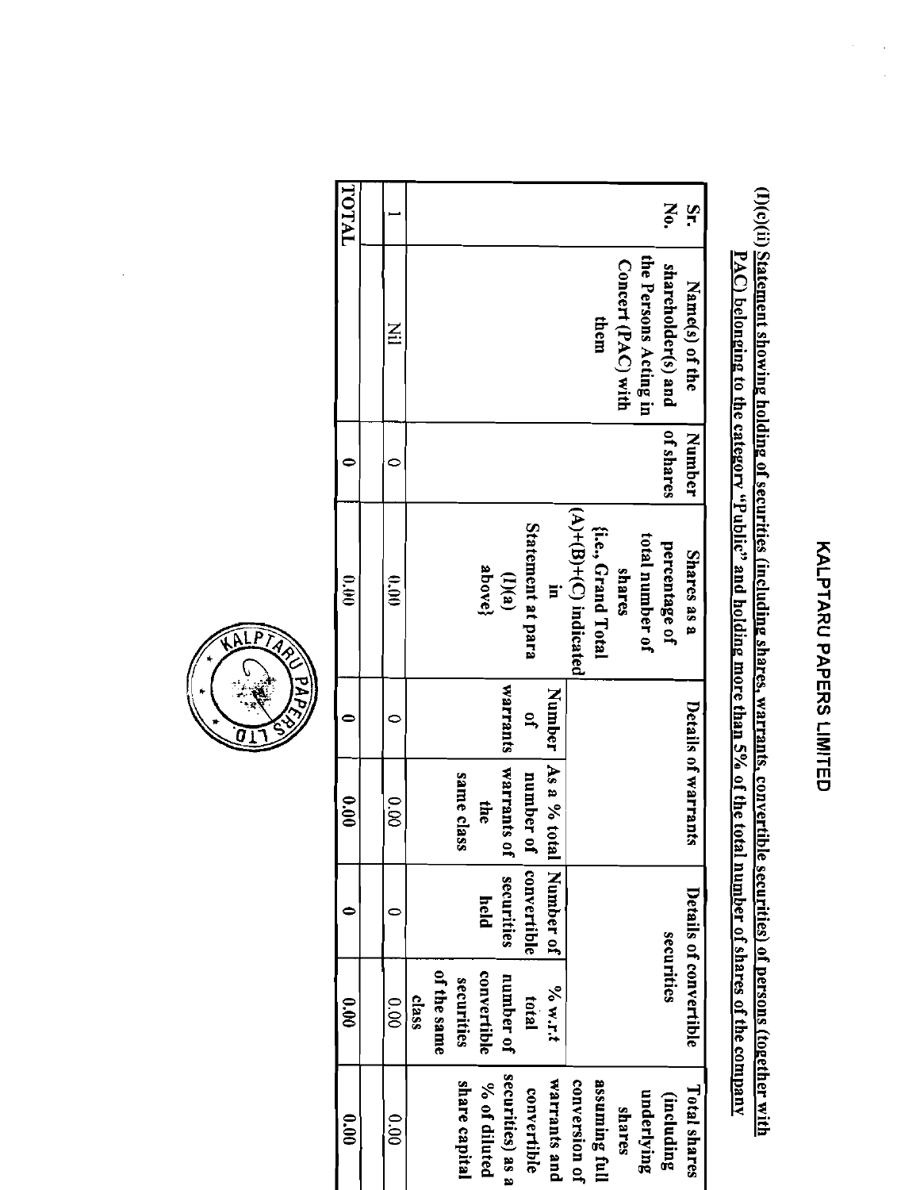# KALPTARU PAPERS LIMITED

**(I)(c)(ii) Statement showing holding of securities (including shares, warrants, convertible securities) of persons (together with PAC) belonging to the category "Public" and holding more than 5% of the total number of shares of the company**

| Sr. No. | Name(s) of the shareholder(s) and the Persons Acting in Concert (PAC) with them | Number of shares | Shares as a percentage of total number of shares {i.e., Grand Total (A)+(B)+(C) indicated in Statement at para (I)(a) above} | Details of warrants | | Details of convertible securities | | Total shares (including underlying shares assuming full conversion of warrants and convertible securities) as a % of diluted share capital |
|---|---|---|---|---|---|---|---|---|
| | | | | Number of warrants | As a % total number of warrants of the same class | Number of convertible securities held | % w.r.t total number of convertible securities of the same class | |
| 1 | Nil | 0 | 0.00 | 0 | 0.00 | 0 | 0.00 | 0.00 |
| | | | | | | | | |
| TOTAL | | 0 | 0.00 | 0 | 0.00 | 0 | 0.00 | 0.00 |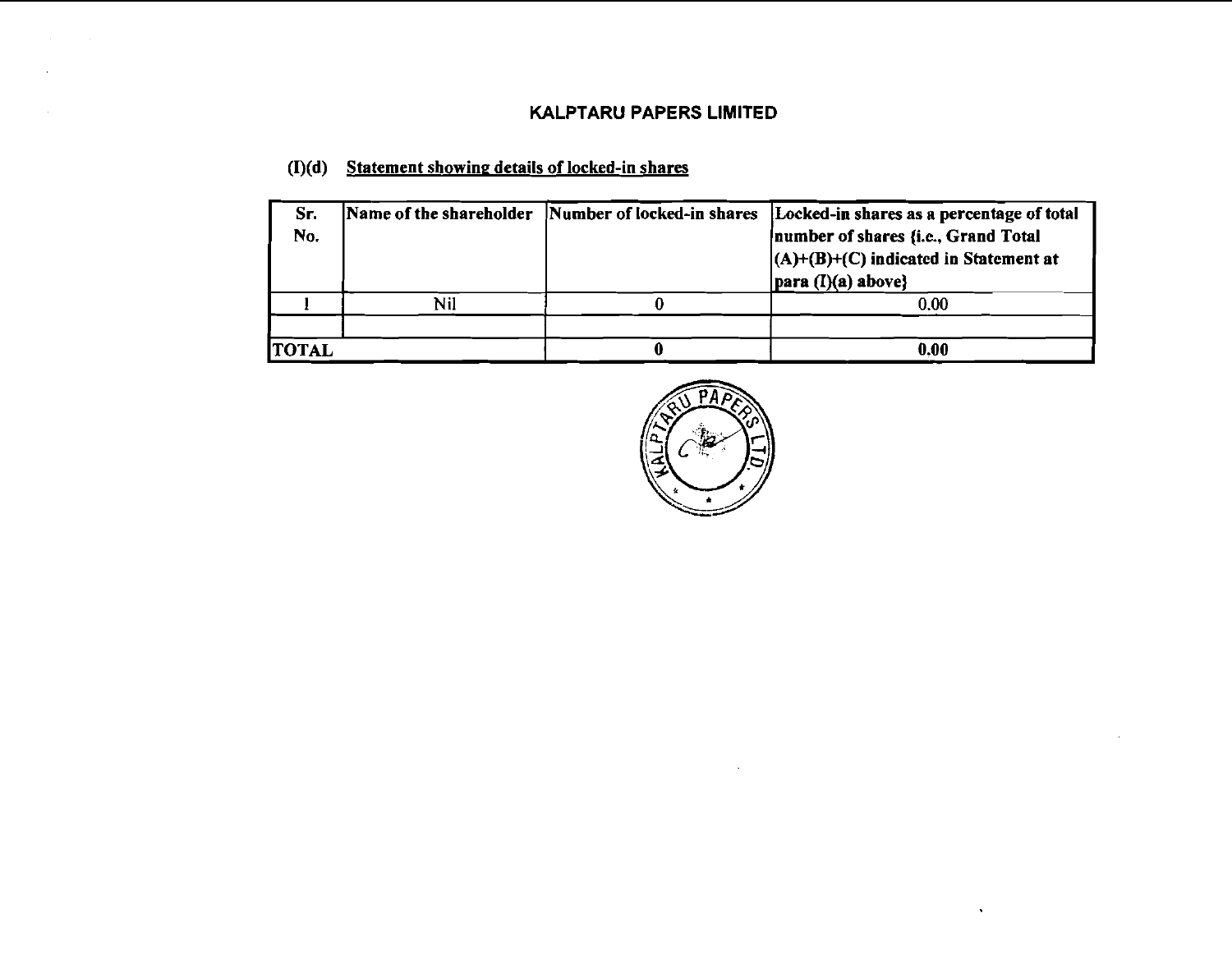# KALPTARU PAPERS LIMITED

## (I)(d) Statement showing details of locked-in shares

| Sr. No. | Name of the shareholder | Number of locked-in shares | Locked-in shares as a percentage of total number of shares {i.e., Grand Total (A)+(B)+(C) indicated in Statement at para (I)(a) above} |
|---|---|---|---|
| 1 | Nil | 0 | 0.00 |
| | | | |
| **TOTAL** | | **0** | **0.00** |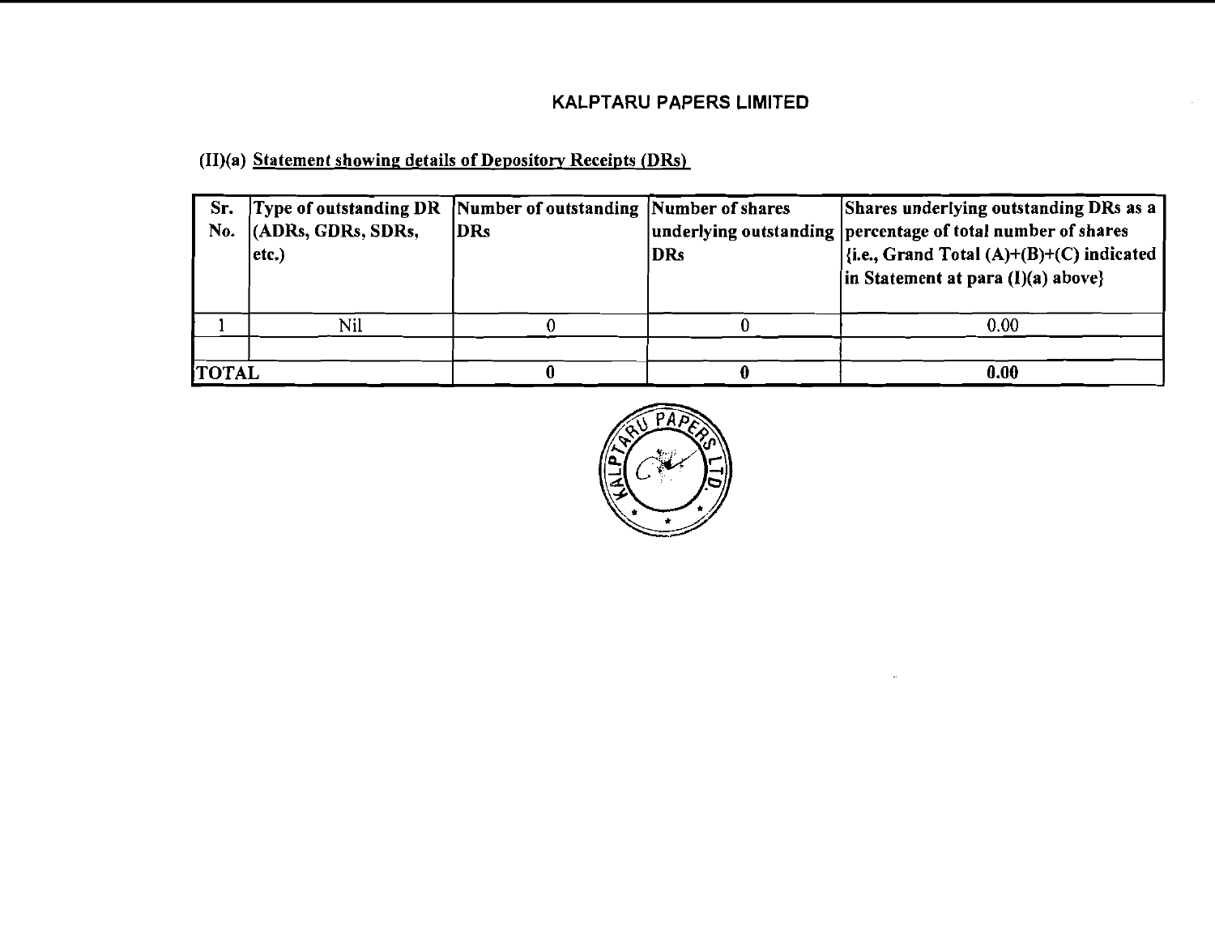# KALPTARU PAPERS LIMITED

(II)(a) Statement showing details of Depository Receipts (DRs)

| Sr. No. | Type of outstanding DR (ADRs, GDRs, SDRs, etc.) | Number of outstanding DRs | Number of shares underlying outstanding DRs | Shares underlying outstanding DRs as a percentage of total number of shares {i.e., Grand Total (A)+(B)+(C) indicated in Statement at para (I)(a) above} |
|---|---|---|---|---|
| 1 | Nil | 0 | 0 | 0.00 |
| | | | | |
| **TOTAL** | | **0** | **0** | **0.00** |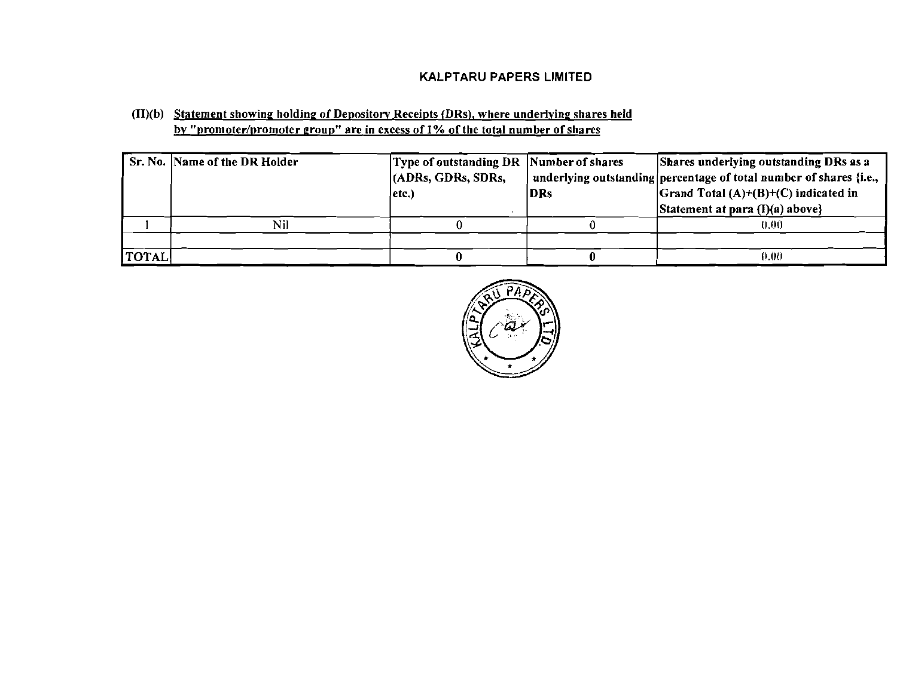**KALPTARU PAPERS LIMITED**

**(II)(b) Statement showing holding of Depository Receipts (DRs), where underlying shares held by "promoter/promoter group" are in excess of 1% of the total number of shares**

| Sr. No. | Name of the DR Holder | Type of outstanding DR (ADRs, GDRs, SDRs, etc.) | Number of shares underlying outstanding DRs | Shares underlying outstanding DRs as a percentage of total number of shares {i.e., Grand Total (A)+(B)+(C) indicated in Statement at para (I)(a) above} |
|---|---|---|---|---|
| 1 | Nil | 0 | 0 | 0.00 |
| | | | | |
| TOTAL | | **0** | **0** | 0.00 |